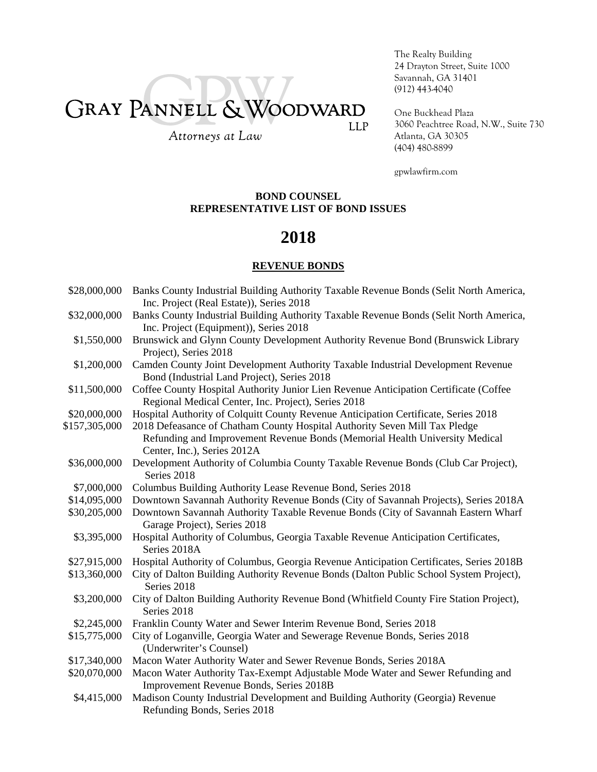# GRAY PANNELL & WOODWARD LLP

*Attorneys at Law*

The Realty Building
24 Drayton Street, Suite 1000
Savannah, GA 31401
(912) 443-4040

One Buckhead Plaza
3060 Peachtree Road, N.W., Suite 730
Atlanta, GA 30305
(404) 480-8899

gpwlawfirm.com

**BOND COUNSEL**
**REPRESENTATIVE LIST OF BOND ISSUES**

# 2018

## REVENUE BONDS

| Amount | Description |
|---|---|
| $28,000,000 | Banks County Industrial Building Authority Taxable Revenue Bonds (Selit North America, Inc. Project (Real Estate)), Series 2018 |
| $32,000,000 | Banks County Industrial Building Authority Taxable Revenue Bonds (Selit North America, Inc. Project (Equipment)), Series 2018 |
| $1,550,000 | Brunswick and Glynn County Development Authority Revenue Bond (Brunswick Library Project), Series 2018 |
| $1,200,000 | Camden County Joint Development Authority Taxable Industrial Development Revenue Bond (Industrial Land Project), Series 2018 |
| $11,500,000 | Coffee County Hospital Authority Junior Lien Revenue Anticipation Certificate (Coffee Regional Medical Center, Inc. Project), Series 2018 |
| $20,000,000 | Hospital Authority of Colquitt County Revenue Anticipation Certificate, Series 2018 |
| $157,305,000 | 2018 Defeasance of Chatham County Hospital Authority Seven Mill Tax Pledge Refunding and Improvement Revenue Bonds (Memorial Health University Medical Center, Inc.), Series 2012A |
| $36,000,000 | Development Authority of Columbia County Taxable Revenue Bonds (Club Car Project), Series 2018 |
| $7,000,000 | Columbus Building Authority Lease Revenue Bond, Series 2018 |
| $14,095,000 | Downtown Savannah Authority Revenue Bonds (City of Savannah Projects), Series 2018A |
| $30,205,000 | Downtown Savannah Authority Taxable Revenue Bonds (City of Savannah Eastern Wharf Garage Project), Series 2018 |
| $3,395,000 | Hospital Authority of Columbus, Georgia Taxable Revenue Anticipation Certificates, Series 2018A |
| $27,915,000 | Hospital Authority of Columbus, Georgia Revenue Anticipation Certificates, Series 2018B |
| $13,360,000 | City of Dalton Building Authority Revenue Bonds (Dalton Public School System Project), Series 2018 |
| $3,200,000 | City of Dalton Building Authority Revenue Bond (Whitfield County Fire Station Project), Series 2018 |
| $2,245,000 | Franklin County Water and Sewer Interim Revenue Bond, Series 2018 |
| $15,775,000 | City of Loganville, Georgia Water and Sewerage Revenue Bonds, Series 2018 (Underwriter's Counsel) |
| $17,340,000 | Macon Water Authority Water and Sewer Revenue Bonds, Series 2018A |
| $20,070,000 | Macon Water Authority Tax-Exempt Adjustable Mode Water and Sewer Refunding and Improvement Revenue Bonds, Series 2018B |
| $4,415,000 | Madison County Industrial Development and Building Authority (Georgia) Revenue Refunding Bonds, Series 2018 |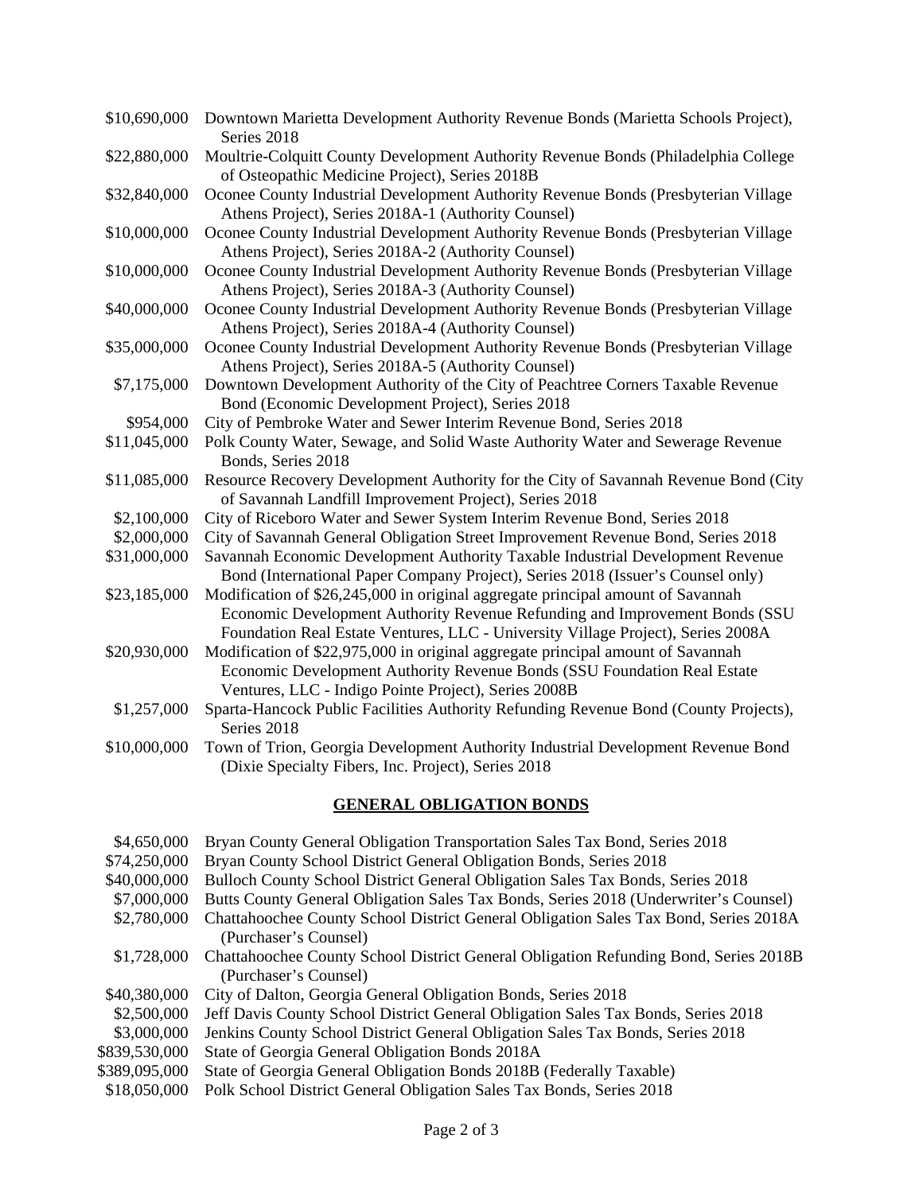| | |
|---|---|
| $10,690,000 | Downtown Marietta Development Authority Revenue Bonds (Marietta Schools Project), Series 2018 |
| $22,880,000 | Moultrie-Colquitt County Development Authority Revenue Bonds (Philadelphia College of Osteopathic Medicine Project), Series 2018B |
| $32,840,000 | Oconee County Industrial Development Authority Revenue Bonds (Presbyterian Village Athens Project), Series 2018A-1 (Authority Counsel) |
| $10,000,000 | Oconee County Industrial Development Authority Revenue Bonds (Presbyterian Village Athens Project), Series 2018A-2 (Authority Counsel) |
| $10,000,000 | Oconee County Industrial Development Authority Revenue Bonds (Presbyterian Village Athens Project), Series 2018A-3 (Authority Counsel) |
| $40,000,000 | Oconee County Industrial Development Authority Revenue Bonds (Presbyterian Village Athens Project), Series 2018A-4 (Authority Counsel) |
| $35,000,000 | Oconee County Industrial Development Authority Revenue Bonds (Presbyterian Village Athens Project), Series 2018A-5 (Authority Counsel) |
| $7,175,000 | Downtown Development Authority of the City of Peachtree Corners Taxable Revenue Bond (Economic Development Project), Series 2018 |
| $954,000 | City of Pembroke Water and Sewer Interim Revenue Bond, Series 2018 |
| $11,045,000 | Polk County Water, Sewage, and Solid Waste Authority Water and Sewerage Revenue Bonds, Series 2018 |
| $11,085,000 | Resource Recovery Development Authority for the City of Savannah Revenue Bond (City of Savannah Landfill Improvement Project), Series 2018 |
| $2,100,000 | City of Riceboro Water and Sewer System Interim Revenue Bond, Series 2018 |
| $2,000,000 | City of Savannah General Obligation Street Improvement Revenue Bond, Series 2018 |
| $31,000,000 | Savannah Economic Development Authority Taxable Industrial Development Revenue Bond (International Paper Company Project), Series 2018 (Issuer's Counsel only) |
| $23,185,000 | Modification of $26,245,000 in original aggregate principal amount of Savannah Economic Development Authority Revenue Refunding and Improvement Bonds (SSU Foundation Real Estate Ventures, LLC - University Village Project), Series 2008A |
| $20,930,000 | Modification of $22,975,000 in original aggregate principal amount of Savannah Economic Development Authority Revenue Bonds (SSU Foundation Real Estate Ventures, LLC - Indigo Pointe Project), Series 2008B |
| $1,257,000 | Sparta-Hancock Public Facilities Authority Refunding Revenue Bond (County Projects), Series 2018 |
| $10,000,000 | Town of Trion, Georgia Development Authority Industrial Development Revenue Bond (Dixie Specialty Fibers, Inc. Project), Series 2018 |

## GENERAL OBLIGATION BONDS

| | |
|---|---|
| $4,650,000 | Bryan County General Obligation Transportation Sales Tax Bond, Series 2018 |
| $74,250,000 | Bryan County School District General Obligation Bonds, Series 2018 |
| $40,000,000 | Bulloch County School District General Obligation Sales Tax Bonds, Series 2018 |
| $7,000,000 | Butts County General Obligation Sales Tax Bonds, Series 2018 (Underwriter's Counsel) |
| $2,780,000 | Chattahoochee County School District General Obligation Sales Tax Bond, Series 2018A (Purchaser's Counsel) |
| $1,728,000 | Chattahoochee County School District General Obligation Refunding Bond, Series 2018B (Purchaser's Counsel) |
| $40,380,000 | City of Dalton, Georgia General Obligation Bonds, Series 2018 |
| $2,500,000 | Jeff Davis County School District General Obligation Sales Tax Bonds, Series 2018 |
| $3,000,000 | Jenkins County School District General Obligation Sales Tax Bonds, Series 2018 |
| $839,530,000 | State of Georgia General Obligation Bonds 2018A |
| $389,095,000 | State of Georgia General Obligation Bonds 2018B (Federally Taxable) |
| $18,050,000 | Polk School District General Obligation Sales Tax Bonds, Series 2018 |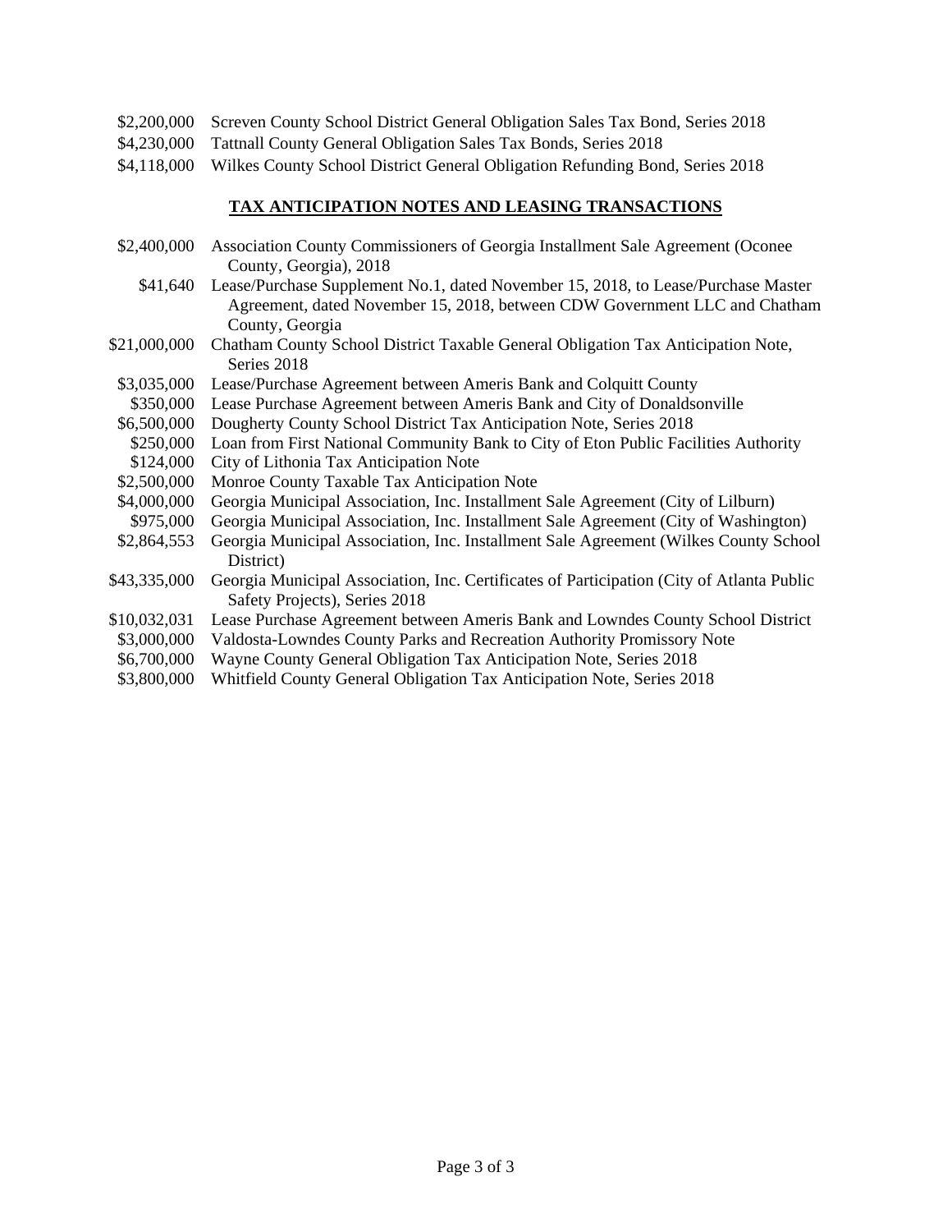| | |
|---|---|
| $2,200,000 | Screven County School District General Obligation Sales Tax Bond, Series 2018 |
| $4,230,000 | Tattnall County General Obligation Sales Tax Bonds, Series 2018 |
| $4,118,000 | Wilkes County School District General Obligation Refunding Bond, Series 2018 |

## TAX ANTICIPATION NOTES AND LEASING TRANSACTIONS

| | |
|---|---|
| $2,400,000 | Association County Commissioners of Georgia Installment Sale Agreement (Oconee County, Georgia), 2018 |
| $41,640 | Lease/Purchase Supplement No.1, dated November 15, 2018, to Lease/Purchase Master Agreement, dated November 15, 2018, between CDW Government LLC and Chatham County, Georgia |
| $21,000,000 | Chatham County School District Taxable General Obligation Tax Anticipation Note, Series 2018 |
| $3,035,000 | Lease/Purchase Agreement between Ameris Bank and Colquitt County |
| $350,000 | Lease Purchase Agreement between Ameris Bank and City of Donaldsonville |
| $6,500,000 | Dougherty County School District Tax Anticipation Note, Series 2018 |
| $250,000 | Loan from First National Community Bank to City of Eton Public Facilities Authority |
| $124,000 | City of Lithonia Tax Anticipation Note |
| $2,500,000 | Monroe County Taxable Tax Anticipation Note |
| $4,000,000 | Georgia Municipal Association, Inc. Installment Sale Agreement (City of Lilburn) |
| $975,000 | Georgia Municipal Association, Inc. Installment Sale Agreement (City of Washington) |
| $2,864,553 | Georgia Municipal Association, Inc. Installment Sale Agreement (Wilkes County School District) |
| $43,335,000 | Georgia Municipal Association, Inc. Certificates of Participation (City of Atlanta Public Safety Projects), Series 2018 |
| $10,032,031 | Lease Purchase Agreement between Ameris Bank and Lowndes County School District |
| $3,000,000 | Valdosta-Lowndes County Parks and Recreation Authority Promissory Note |
| $6,700,000 | Wayne County General Obligation Tax Anticipation Note, Series 2018 |
| $3,800,000 | Whitfield County General Obligation Tax Anticipation Note, Series 2018 |